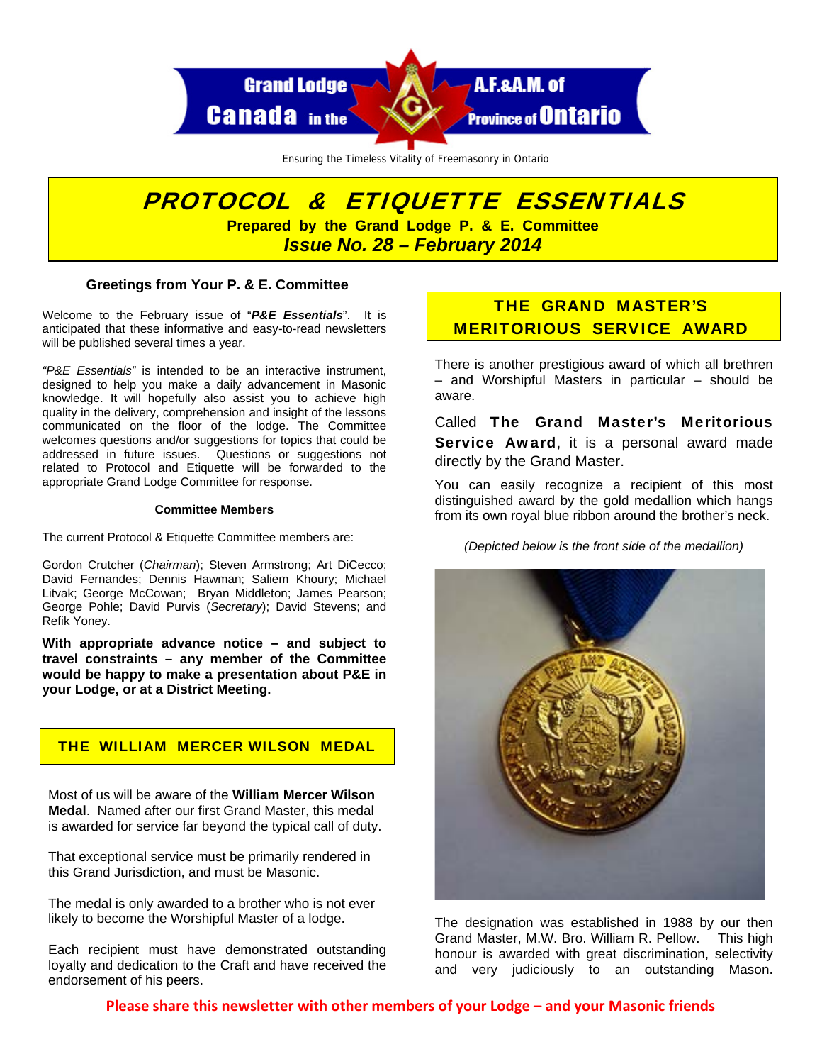Grand Lodge A.F.&A.M. of Canada in the Province of Ontario

Ensuring the Timeless Vitality of Freemasonry in Ontario

# PROTOCOL & ETIQUETTE ESSENTIALS

**Prepared by the Grand Lodge P. & E. Committee**

***Issue No. 28 – February 2014***

### Greetings from Your P. & E. Committee

Welcome to the February issue of "***P&E Essentials***". It is anticipated that these informative and easy-to-read newsletters will be published several times a year.

*"P&E Essentials"* is intended to be an interactive instrument, designed to help you make a daily advancement in Masonic knowledge. It will hopefully also assist you to achieve high quality in the delivery, comprehension and insight of the lessons communicated on the floor of the lodge. The Committee welcomes questions and/or suggestions for topics that could be addressed in future issues. Questions or suggestions not related to Protocol and Etiquette will be forwarded to the appropriate Grand Lodge Committee for response.

#### Committee Members

The current Protocol & Etiquette Committee members are:

Gordon Crutcher (*Chairman*); Steven Armstrong; Art DiCecco; David Fernandes; Dennis Hawman; Saliem Khoury; Michael Litvak; George McCowan; Bryan Middleton; James Pearson; George Pohle; David Purvis (*Secretary*); David Stevens; and Refik Yoney.

**With appropriate advance notice – and subject to travel constraints – any member of the Committee would be happy to make a presentation about P&E in your Lodge, or at a District Meeting.**

## THE WILLIAM MERCER WILSON MEDAL

Most of us will be aware of the **William Mercer Wilson Medal**. Named after our first Grand Master, this medal is awarded for service far beyond the typical call of duty.

That exceptional service must be primarily rendered in this Grand Jurisdiction, and must be Masonic.

The medal is only awarded to a brother who is not ever likely to become the Worshipful Master of a lodge.

Each recipient must have demonstrated outstanding loyalty and dedication to the Craft and have received the endorsement of his peers.

## THE GRAND MASTER'S MERITORIOUS SERVICE AWARD

There is another prestigious award of which all brethren – and Worshipful Masters in particular – should be aware.

Called **The Grand Master's Meritorious Service Award**, it is a personal award made directly by the Grand Master.

You can easily recognize a recipient of this most distinguished award by the gold medallion which hangs from its own royal blue ribbon around the brother's neck.

*(Depicted below is the front side of the medallion)*

The designation was established in 1988 by our then Grand Master, M.W. Bro. William R. Pellow. This high honour is awarded with great discrimination, selectivity and very judiciously to an outstanding Mason.

**Please share this newsletter with other members of your Lodge – and your Masonic friends**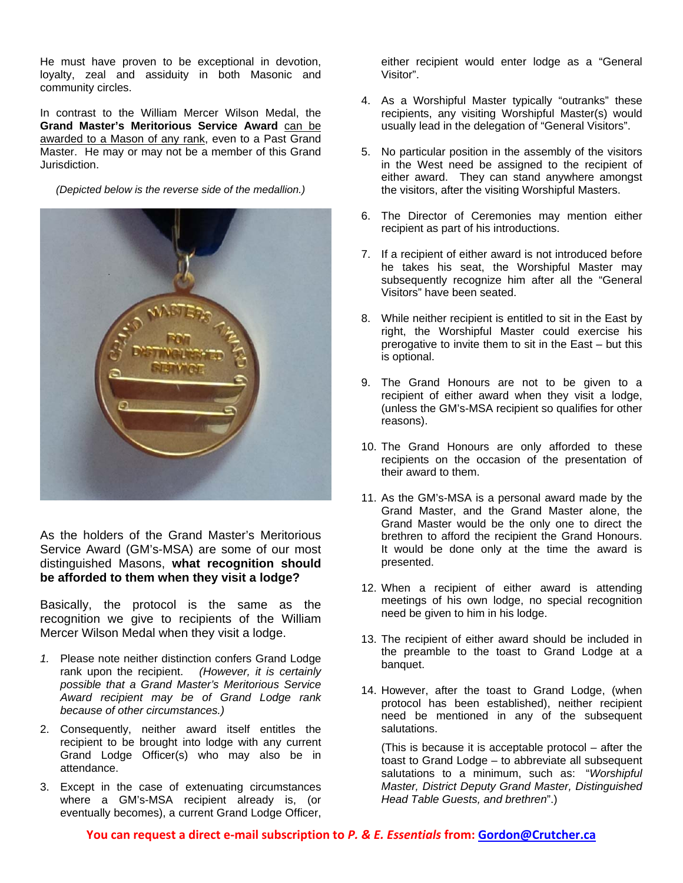He must have proven to be exceptional in devotion, loyalty, zeal and assiduity in both Masonic and community circles.

In contrast to the William Mercer Wilson Medal, the **Grand Master's Meritorious Service Award** can be awarded to a Mason of any rank, even to a Past Grand Master. He may or may not be a member of this Grand Jurisdiction.

*(Depicted below is the reverse side of the medallion.)*

As the holders of the Grand Master's Meritorious Service Award (GM's-MSA) are some of our most distinguished Masons, **what recognition should be afforded to them when they visit a lodge?**

Basically, the protocol is the same as the recognition we give to recipients of the William Mercer Wilson Medal when they visit a lodge.

1. Please note neither distinction confers Grand Lodge rank upon the recipient. *(However, it is certainly possible that a Grand Master's Meritorious Service Award recipient may be of Grand Lodge rank because of other circumstances.)*
2. Consequently, neither award itself entitles the recipient to be brought into lodge with any current Grand Lodge Officer(s) who may also be in attendance.
3. Except in the case of extenuating circumstances where a GM's-MSA recipient already is, (or eventually becomes), a current Grand Lodge Officer, either recipient would enter lodge as a "General Visitor".
4. As a Worshipful Master typically "outranks" these recipients, any visiting Worshipful Master(s) would usually lead in the delegation of "General Visitors".
5. No particular position in the assembly of the visitors in the West need be assigned to the recipient of either award. They can stand anywhere amongst the visitors, after the visiting Worshipful Masters.
6. The Director of Ceremonies may mention either recipient as part of his introductions.
7. If a recipient of either award is not introduced before he takes his seat, the Worshipful Master may subsequently recognize him after all the "General Visitors" have been seated.
8. While neither recipient is entitled to sit in the East by right, the Worshipful Master could exercise his prerogative to invite them to sit in the East – but this is optional.
9. The Grand Honours are not to be given to a recipient of either award when they visit a lodge, (unless the GM's-MSA recipient so qualifies for other reasons).
10. The Grand Honours are only afforded to these recipients on the occasion of the presentation of their award to them.
11. As the GM's-MSA is a personal award made by the Grand Master, and the Grand Master alone, the Grand Master would be the only one to direct the brethren to afford the recipient the Grand Honours. It would be done only at the time the award is presented.
12. When a recipient of either award is attending meetings of his own lodge, no special recognition need be given to him in his lodge.
13. The recipient of either award should be included in the preamble to the toast to Grand Lodge at a banquet.
14. However, after the toast to Grand Lodge, (when protocol has been established), neither recipient need be mentioned in any of the subsequent salutations.

    (This is because it is acceptable protocol – after the toast to Grand Lodge – to abbreviate all subsequent salutations to a minimum, such as: "*Worshipful Master, District Deputy Grand Master, Distinguished Head Table Guests, and brethren*".)

**You can request a direct e-mail subscription to *P. & E. Essentials* from: Gordon@Crutcher.ca**